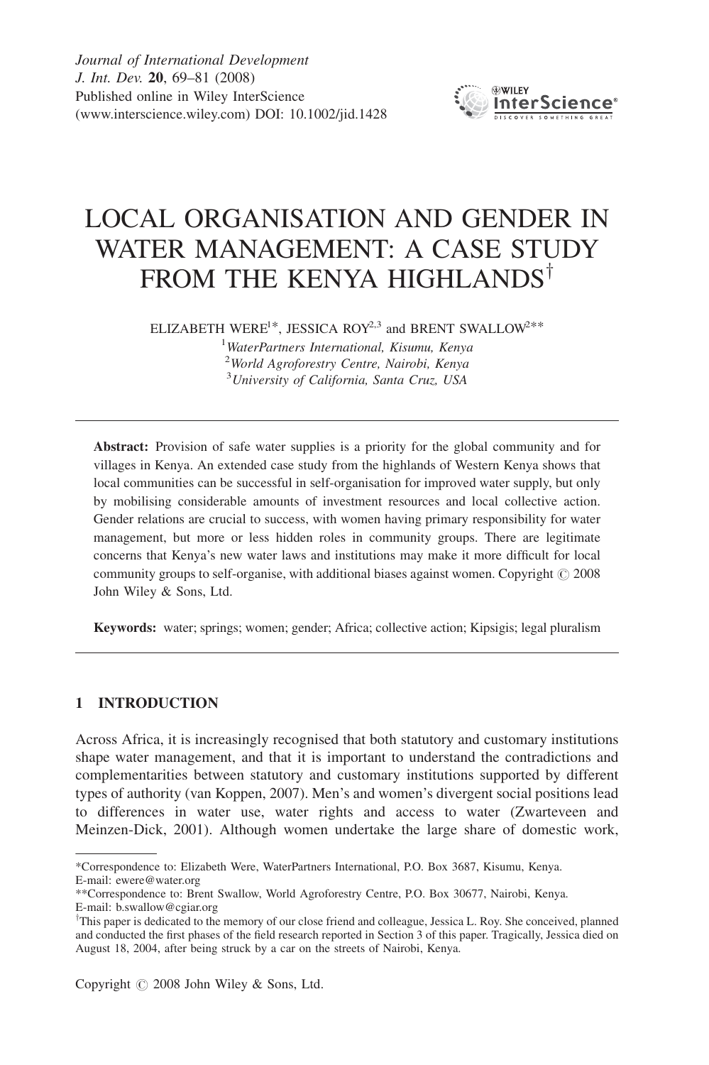# LOCAL ORGANISATION AND GENDER IN WATER MANAGEMENT: A CASE STUDY FROM THE KENYA HIGHLANDS[†]

ELIZABETH WERE[1*], JESSICA ROY[2,3] and BRENT SWALLOW[2**]

[1]*WaterPartners International, Kisumu, Kenya*
[2]*World Agroforestry Centre, Nairobi, Kenya*
[3]*University of California, Santa Cruz, USA*

---

**Abstract:** Provision of safe water supplies is a priority for the global community and for villages in Kenya. An extended case study from the highlands of Western Kenya shows that local communities can be successful in self-organisation for improved water supply, but only by mobilising considerable amounts of investment resources and local collective action. Gender relations are crucial to success, with women having primary responsibility for water management, but more or less hidden roles in community groups. There are legitimate concerns that Kenya's new water laws and institutions may make it more difficult for local community groups to self-organise, with additional biases against women. Copyright © 2008 John Wiley & Sons, Ltd.

**Keywords:** water; springs; women; gender; Africa; collective action; Kipsigis; legal pluralism

---

## 1 INTRODUCTION

Across Africa, it is increasingly recognised that both statutory and customary institutions shape water management, and that it is important to understand the contradictions and complementarities between statutory and customary institutions supported by different types of authority (van Koppen, 2007). Men's and women's divergent social positions lead to differences in water use, water rights and access to water (Zwarteveen and Meinzen-Dick, 2001). Although women undertake the large share of domestic work,

---

*Correspondence to: Elizabeth Were, WaterPartners International, P.O. Box 3687, Kisumu, Kenya. E-mail: ewere@water.org

**Correspondence to: Brent Swallow, World Agroforestry Centre, P.O. Box 30677, Nairobi, Kenya. E-mail: b.swallow@cgiar.org

[†]This paper is dedicated to the memory of our close friend and colleague, Jessica L. Roy. She conceived, planned and conducted the first phases of the field research reported in Section 3 of this paper. Tragically, Jessica died on August 18, 2004, after being struck by a car on the streets of Nairobi, Kenya.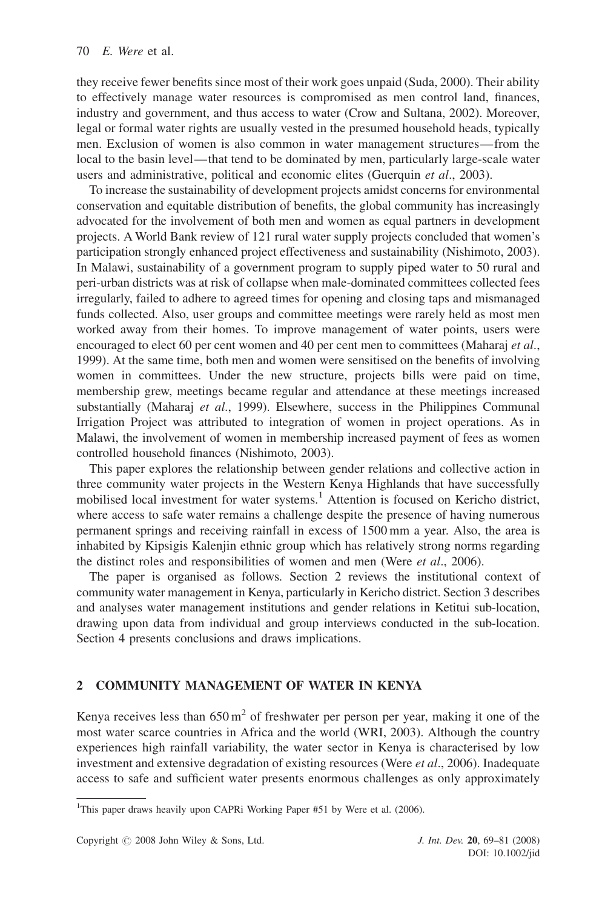they receive fewer benefits since most of their work goes unpaid (Suda, 2000). Their ability to effectively manage water resources is compromised as men control land, finances, industry and government, and thus access to water (Crow and Sultana, 2002). Moreover, legal or formal water rights are usually vested in the presumed household heads, typically men. Exclusion of women is also common in water management structures—from the local to the basin level—that tend to be dominated by men, particularly large-scale water users and administrative, political and economic elites (Guerquin *et al*., 2003).

To increase the sustainability of development projects amidst concerns for environmental conservation and equitable distribution of benefits, the global community has increasingly advocated for the involvement of both men and women as equal partners in development projects. A World Bank review of 121 rural water supply projects concluded that women's participation strongly enhanced project effectiveness and sustainability (Nishimoto, 2003). In Malawi, sustainability of a government program to supply piped water to 50 rural and peri-urban districts was at risk of collapse when male-dominated committees collected fees irregularly, failed to adhere to agreed times for opening and closing taps and mismanaged funds collected. Also, user groups and committee meetings were rarely held as most men worked away from their homes. To improve management of water points, users were encouraged to elect 60 per cent women and 40 per cent men to committees (Maharaj *et al*., 1999). At the same time, both men and women were sensitised on the benefits of involving women in committees. Under the new structure, projects bills were paid on time, membership grew, meetings became regular and attendance at these meetings increased substantially (Maharaj *et al*., 1999). Elsewhere, success in the Philippines Communal Irrigation Project was attributed to integration of women in project operations. As in Malawi, the involvement of women in membership increased payment of fees as women controlled household finances (Nishimoto, 2003).

This paper explores the relationship between gender relations and collective action in three community water projects in the Western Kenya Highlands that have successfully mobilised local investment for water systems.[1] Attention is focused on Kericho district, where access to safe water remains a challenge despite the presence of having numerous permanent springs and receiving rainfall in excess of 1500 mm a year. Also, the area is inhabited by Kipsigis Kalenjin ethnic group which has relatively strong norms regarding the distinct roles and responsibilities of women and men (Were *et al*., 2006).

The paper is organised as follows. Section 2 reviews the institutional context of community water management in Kenya, particularly in Kericho district. Section 3 describes and analyses water management institutions and gender relations in Ketitui sub-location, drawing upon data from individual and group interviews conducted in the sub-location. Section 4 presents conclusions and draws implications.

## 2 COMMUNITY MANAGEMENT OF WATER IN KENYA

Kenya receives less than 650 $m^2$ of freshwater per person per year, making it one of the most water scarce countries in Africa and the world (WRI, 2003). Although the country experiences high rainfall variability, the water sector in Kenya is characterised by low investment and extensive degradation of existing resources (Were *et al*., 2006). Inadequate access to safe and sufficient water presents enormous challenges as only approximately

[1]This paper draws heavily upon CAPRi Working Paper #51 by Were et al. (2006).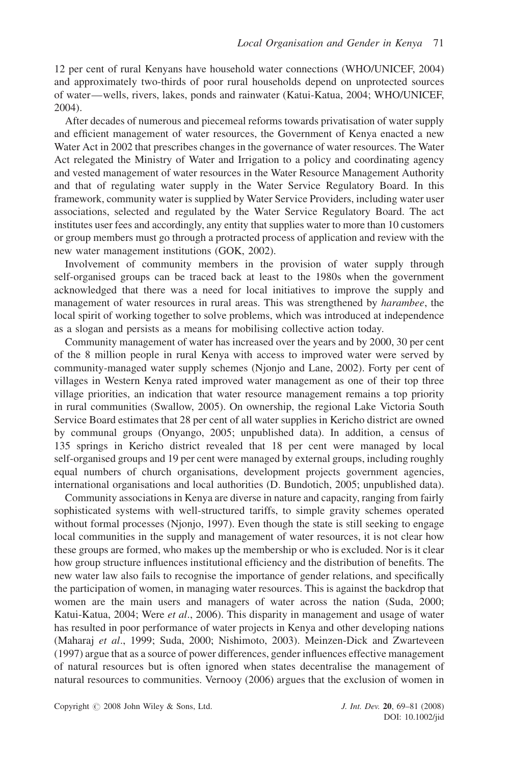12 per cent of rural Kenyans have household water connections (WHO/UNICEF, 2004) and approximately two-thirds of poor rural households depend on unprotected sources of water—wells, rivers, lakes, ponds and rainwater (Katui-Katua, 2004; WHO/UNICEF, 2004).

After decades of numerous and piecemeal reforms towards privatisation of water supply and efficient management of water resources, the Government of Kenya enacted a new Water Act in 2002 that prescribes changes in the governance of water resources. The Water Act relegated the Ministry of Water and Irrigation to a policy and coordinating agency and vested management of water resources in the Water Resource Management Authority and that of regulating water supply in the Water Service Regulatory Board. In this framework, community water is supplied by Water Service Providers, including water user associations, selected and regulated by the Water Service Regulatory Board. The act institutes user fees and accordingly, any entity that supplies water to more than 10 customers or group members must go through a protracted process of application and review with the new water management institutions (GOK, 2002).

Involvement of community members in the provision of water supply through self-organised groups can be traced back at least to the 1980s when the government acknowledged that there was a need for local initiatives to improve the supply and management of water resources in rural areas. This was strengthened by *harambee*, the local spirit of working together to solve problems, which was introduced at independence as a slogan and persists as a means for mobilising collective action today.

Community management of water has increased over the years and by 2000, 30 per cent of the 8 million people in rural Kenya with access to improved water were served by community-managed water supply schemes (Njonjo and Lane, 2002). Forty per cent of villages in Western Kenya rated improved water management as one of their top three village priorities, an indication that water resource management remains a top priority in rural communities (Swallow, 2005). On ownership, the regional Lake Victoria South Service Board estimates that 28 per cent of all water supplies in Kericho district are owned by communal groups (Onyango, 2005; unpublished data). In addition, a census of 135 springs in Kericho district revealed that 18 per cent were managed by local self-organised groups and 19 per cent were managed by external groups, including roughly equal numbers of church organisations, development projects government agencies, international organisations and local authorities (D. Bundotich, 2005; unpublished data).

Community associations in Kenya are diverse in nature and capacity, ranging from fairly sophisticated systems with well-structured tariffs, to simple gravity schemes operated without formal processes (Njonjo, 1997). Even though the state is still seeking to engage local communities in the supply and management of water resources, it is not clear how these groups are formed, who makes up the membership or who is excluded. Nor is it clear how group structure influences institutional efficiency and the distribution of benefits. The new water law also fails to recognise the importance of gender relations, and specifically the participation of women, in managing water resources. This is against the backdrop that women are the main users and managers of water across the nation (Suda, 2000; Katui-Katua, 2004; Were *et al*., 2006). This disparity in management and usage of water has resulted in poor performance of water projects in Kenya and other developing nations (Maharaj *et al*., 1999; Suda, 2000; Nishimoto, 2003). Meinzen-Dick and Zwarteveen (1997) argue that as a source of power differences, gender influences effective management of natural resources but is often ignored when states decentralise the management of natural resources to communities. Vernooy (2006) argues that the exclusion of women in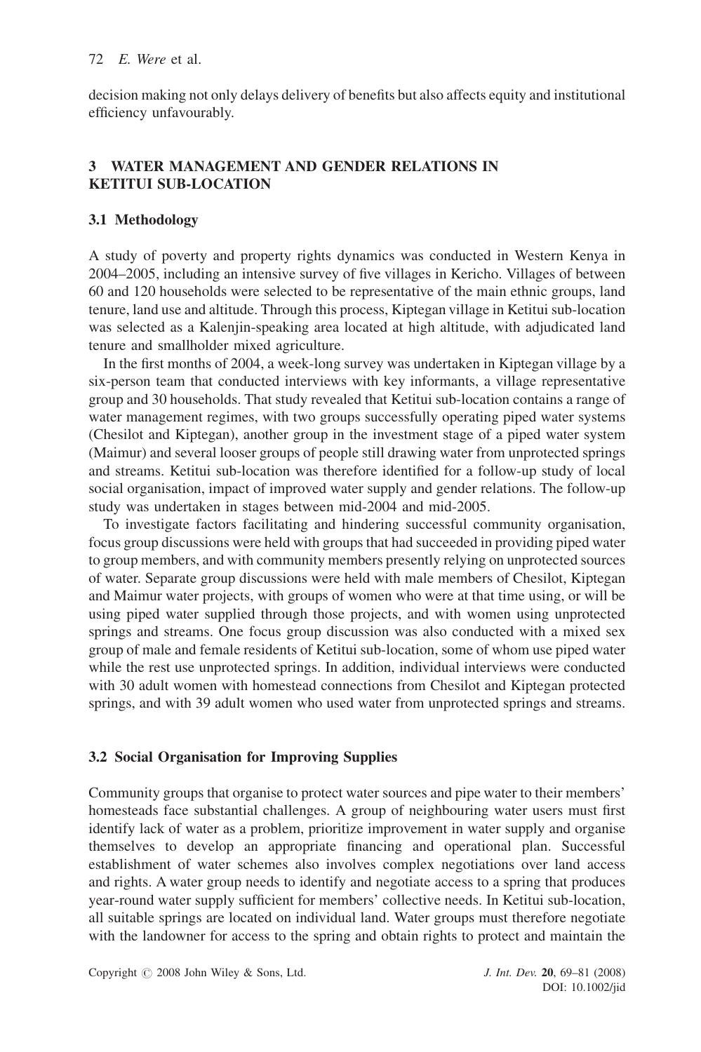decision making not only delays delivery of benefits but also affects equity and institutional efficiency unfavourably.

## 3 WATER MANAGEMENT AND GENDER RELATIONS IN KETITUI SUB-LOCATION

### 3.1 Methodology

A study of poverty and property rights dynamics was conducted in Western Kenya in 2004–2005, including an intensive survey of five villages in Kericho. Villages of between 60 and 120 households were selected to be representative of the main ethnic groups, land tenure, land use and altitude. Through this process, Kiptegan village in Ketitui sub-location was selected as a Kalenjin-speaking area located at high altitude, with adjudicated land tenure and smallholder mixed agriculture.

In the first months of 2004, a week-long survey was undertaken in Kiptegan village by a six-person team that conducted interviews with key informants, a village representative group and 30 households. That study revealed that Ketitui sub-location contains a range of water management regimes, with two groups successfully operating piped water systems (Chesilot and Kiptegan), another group in the investment stage of a piped water system (Maimur) and several looser groups of people still drawing water from unprotected springs and streams. Ketitui sub-location was therefore identified for a follow-up study of local social organisation, impact of improved water supply and gender relations. The follow-up study was undertaken in stages between mid-2004 and mid-2005.

To investigate factors facilitating and hindering successful community organisation, focus group discussions were held with groups that had succeeded in providing piped water to group members, and with community members presently relying on unprotected sources of water. Separate group discussions were held with male members of Chesilot, Kiptegan and Maimur water projects, with groups of women who were at that time using, or will be using piped water supplied through those projects, and with women using unprotected springs and streams. One focus group discussion was also conducted with a mixed sex group of male and female residents of Ketitui sub-location, some of whom use piped water while the rest use unprotected springs. In addition, individual interviews were conducted with 30 adult women with homestead connections from Chesilot and Kiptegan protected springs, and with 39 adult women who used water from unprotected springs and streams.

### 3.2 Social Organisation for Improving Supplies

Community groups that organise to protect water sources and pipe water to their members' homesteads face substantial challenges. A group of neighbouring water users must first identify lack of water as a problem, prioritize improvement in water supply and organise themselves to develop an appropriate financing and operational plan. Successful establishment of water schemes also involves complex negotiations over land access and rights. A water group needs to identify and negotiate access to a spring that produces year-round water supply sufficient for members' collective needs. In Ketitui sub-location, all suitable springs are located on individual land. Water groups must therefore negotiate with the landowner for access to the spring and obtain rights to protect and maintain the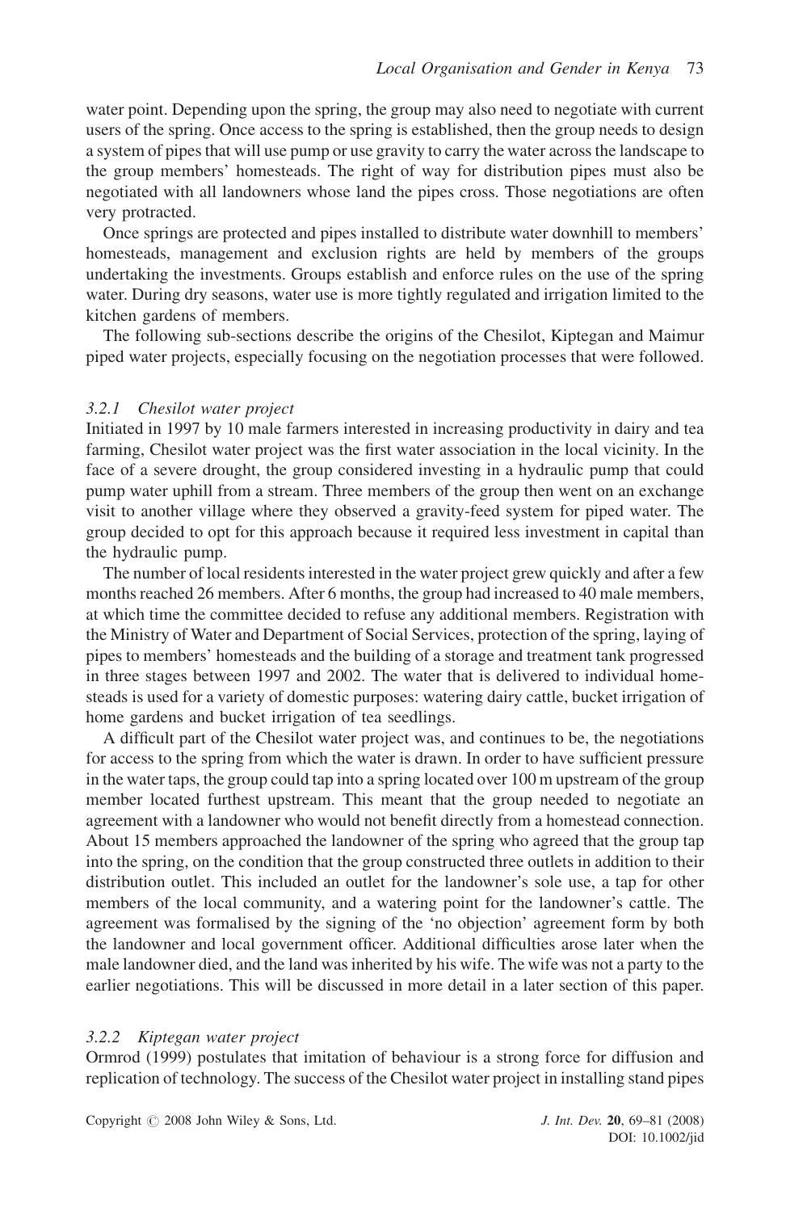water point. Depending upon the spring, the group may also need to negotiate with current users of the spring. Once access to the spring is established, then the group needs to design a system of pipes that will use pump or use gravity to carry the water across the landscape to the group members' homesteads. The right of way for distribution pipes must also be negotiated with all landowners whose land the pipes cross. Those negotiations are often very protracted.

Once springs are protected and pipes installed to distribute water downhill to members' homesteads, management and exclusion rights are held by members of the groups undertaking the investments. Groups establish and enforce rules on the use of the spring water. During dry seasons, water use is more tightly regulated and irrigation limited to the kitchen gardens of members.

The following sub-sections describe the origins of the Chesilot, Kiptegan and Maimur piped water projects, especially focusing on the negotiation processes that were followed.

#### *3.2.1 Chesilot water project*

Initiated in 1997 by 10 male farmers interested in increasing productivity in dairy and tea farming, Chesilot water project was the first water association in the local vicinity. In the face of a severe drought, the group considered investing in a hydraulic pump that could pump water uphill from a stream. Three members of the group then went on an exchange visit to another village where they observed a gravity-feed system for piped water. The group decided to opt for this approach because it required less investment in capital than the hydraulic pump.

The number of local residents interested in the water project grew quickly and after a few months reached 26 members. After 6 months, the group had increased to 40 male members, at which time the committee decided to refuse any additional members. Registration with the Ministry of Water and Department of Social Services, protection of the spring, laying of pipes to members' homesteads and the building of a storage and treatment tank progressed in three stages between 1997 and 2002. The water that is delivered to individual homesteads is used for a variety of domestic purposes: watering dairy cattle, bucket irrigation of home gardens and bucket irrigation of tea seedlings.

A difficult part of the Chesilot water project was, and continues to be, the negotiations for access to the spring from which the water is drawn. In order to have sufficient pressure in the water taps, the group could tap into a spring located over 100 m upstream of the group member located furthest upstream. This meant that the group needed to negotiate an agreement with a landowner who would not benefit directly from a homestead connection. About 15 members approached the landowner of the spring who agreed that the group tap into the spring, on the condition that the group constructed three outlets in addition to their distribution outlet. This included an outlet for the landowner's sole use, a tap for other members of the local community, and a watering point for the landowner's cattle. The agreement was formalised by the signing of the 'no objection' agreement form by both the landowner and local government officer. Additional difficulties arose later when the male landowner died, and the land was inherited by his wife. The wife was not a party to the earlier negotiations. This will be discussed in more detail in a later section of this paper.

#### *3.2.2 Kiptegan water project*

Ormrod (1999) postulates that imitation of behaviour is a strong force for diffusion and replication of technology. The success of the Chesilot water project in installing stand pipes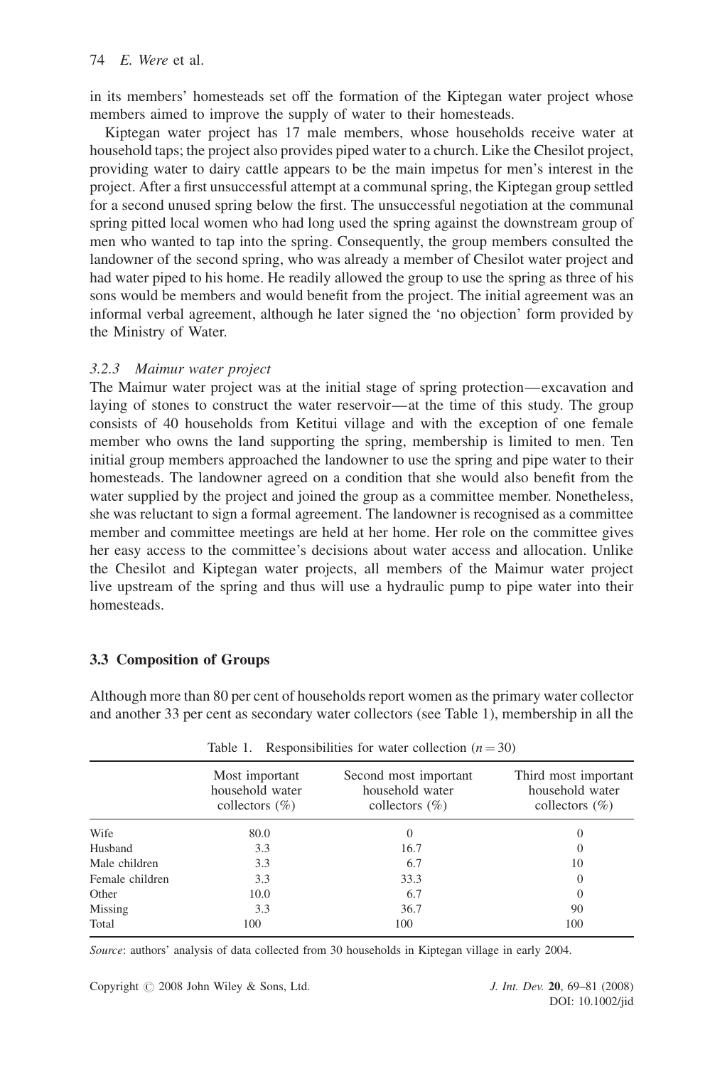in its members' homesteads set off the formation of the Kiptegan water project whose members aimed to improve the supply of water to their homesteads.

Kiptegan water project has 17 male members, whose households receive water at household taps; the project also provides piped water to a church. Like the Chesilot project, providing water to dairy cattle appears to be the main impetus for men's interest in the project. After a first unsuccessful attempt at a communal spring, the Kiptegan group settled for a second unused spring below the first. The unsuccessful negotiation at the communal spring pitted local women who had long used the spring against the downstream group of men who wanted to tap into the spring. Consequently, the group members consulted the landowner of the second spring, who was already a member of Chesilot water project and had water piped to his home. He readily allowed the group to use the spring as three of his sons would be members and would benefit from the project. The initial agreement was an informal verbal agreement, although he later signed the 'no objection' form provided by the Ministry of Water.

### *3.2.3 Maimur water project*

The Maimur water project was at the initial stage of spring protection—excavation and laying of stones to construct the water reservoir—at the time of this study. The group consists of 40 households from Ketitui village and with the exception of one female member who owns the land supporting the spring, membership is limited to men. Ten initial group members approached the landowner to use the spring and pipe water to their homesteads. The landowner agreed on a condition that she would also benefit from the water supplied by the project and joined the group as a committee member. Nonetheless, she was reluctant to sign a formal agreement. The landowner is recognised as a committee member and committee meetings are held at her home. Her role on the committee gives her easy access to the committee's decisions about water access and allocation. Unlike the Chesilot and Kiptegan water projects, all members of the Maimur water project live upstream of the spring and thus will use a hydraulic pump to pipe water into their homesteads.

## 3.3 Composition of Groups

Although more than 80 per cent of households report women as the primary water collector and another 33 per cent as secondary water collectors (see Table 1), membership in all the

Table 1. Responsibilities for water collection ($n = 30$)

| | Most important household water collectors (%) | Second most important household water collectors (%) | Third most important household water collectors (%) |
|---|---|---|---|
| Wife | 80.0 | 0 | 0 |
| Husband | 3.3 | 16.7 | 0 |
| Male children | 3.3 | 6.7 | 10 |
| Female children | 3.3 | 33.3 | 0 |
| Other | 10.0 | 6.7 | 0 |
| Missing | 3.3 | 36.7 | 90 |
| Total | 100 | 100 | 100 |

*Source*: authors' analysis of data collected from 30 households in Kiptegan village in early 2004.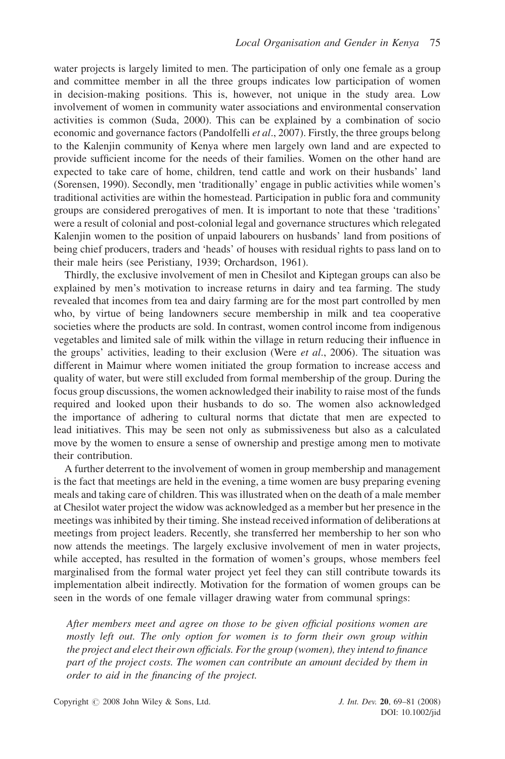water projects is largely limited to men. The participation of only one female as a group and committee member in all the three groups indicates low participation of women in decision-making positions. This is, however, not unique in the study area. Low involvement of women in community water associations and environmental conservation activities is common (Suda, 2000). This can be explained by a combination of socio economic and governance factors (Pandolfelli *et al*., 2007). Firstly, the three groups belong to the Kalenjin community of Kenya where men largely own land and are expected to provide sufficient income for the needs of their families. Women on the other hand are expected to take care of home, children, tend cattle and work on their husbands' land (Sorensen, 1990). Secondly, men 'traditionally' engage in public activities while women's traditional activities are within the homestead. Participation in public fora and community groups are considered prerogatives of men. It is important to note that these 'traditions' were a result of colonial and post-colonial legal and governance structures which relegated Kalenjin women to the position of unpaid labourers on husbands' land from positions of being chief producers, traders and 'heads' of houses with residual rights to pass land on to their male heirs (see Peristiany, 1939; Orchardson, 1961).

Thirdly, the exclusive involvement of men in Chesilot and Kiptegan groups can also be explained by men's motivation to increase returns in dairy and tea farming. The study revealed that incomes from tea and dairy farming are for the most part controlled by men who, by virtue of being landowners secure membership in milk and tea cooperative societies where the products are sold. In contrast, women control income from indigenous vegetables and limited sale of milk within the village in return reducing their influence in the groups' activities, leading to their exclusion (Were *et al*., 2006). The situation was different in Maimur where women initiated the group formation to increase access and quality of water, but were still excluded from formal membership of the group. During the focus group discussions, the women acknowledged their inability to raise most of the funds required and looked upon their husbands to do so. The women also acknowledged the importance of adhering to cultural norms that dictate that men are expected to lead initiatives. This may be seen not only as submissiveness but also as a calculated move by the women to ensure a sense of ownership and prestige among men to motivate their contribution.

A further deterrent to the involvement of women in group membership and management is the fact that meetings are held in the evening, a time women are busy preparing evening meals and taking care of children. This was illustrated when on the death of a male member at Chesilot water project the widow was acknowledged as a member but her presence in the meetings was inhibited by their timing. She instead received information of deliberations at meetings from project leaders. Recently, she transferred her membership to her son who now attends the meetings. The largely exclusive involvement of men in water projects, while accepted, has resulted in the formation of women's groups, whose members feel marginalised from the formal water project yet feel they can still contribute towards its implementation albeit indirectly. Motivation for the formation of women groups can be seen in the words of one female villager drawing water from communal springs:

> *After members meet and agree on those to be given official positions women are mostly left out. The only option for women is to form their own group within the project and elect their own officials. For the group (women), they intend to finance part of the project costs. The women can contribute an amount decided by them in order to aid in the financing of the project.*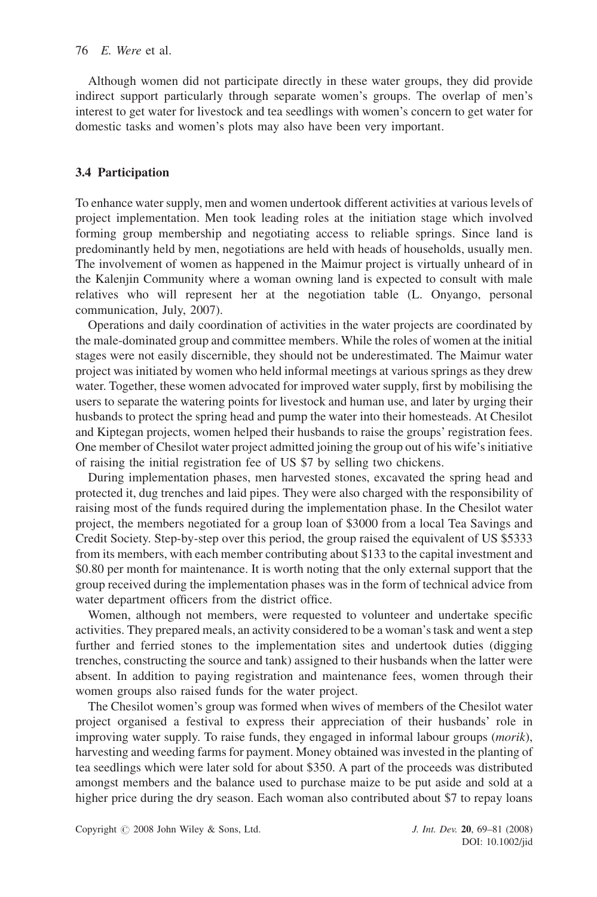Although women did not participate directly in these water groups, they did provide indirect support particularly through separate women's groups. The overlap of men's interest to get water for livestock and tea seedlings with women's concern to get water for domestic tasks and women's plots may also have been very important.

### 3.4 Participation

To enhance water supply, men and women undertook different activities at various levels of project implementation. Men took leading roles at the initiation stage which involved forming group membership and negotiating access to reliable springs. Since land is predominantly held by men, negotiations are held with heads of households, usually men. The involvement of women as happened in the Maimur project is virtually unheard of in the Kalenjin Community where a woman owning land is expected to consult with male relatives who will represent her at the negotiation table (L. Onyango, personal communication, July, 2007).

Operations and daily coordination of activities in the water projects are coordinated by the male-dominated group and committee members. While the roles of women at the initial stages were not easily discernible, they should not be underestimated. The Maimur water project was initiated by women who held informal meetings at various springs as they drew water. Together, these women advocated for improved water supply, first by mobilising the users to separate the watering points for livestock and human use, and later by urging their husbands to protect the spring head and pump the water into their homesteads. At Chesilot and Kiptegan projects, women helped their husbands to raise the groups' registration fees. One member of Chesilot water project admitted joining the group out of his wife's initiative of raising the initial registration fee of US $7 by selling two chickens.

During implementation phases, men harvested stones, excavated the spring head and protected it, dug trenches and laid pipes. They were also charged with the responsibility of raising most of the funds required during the implementation phase. In the Chesilot water project, the members negotiated for a group loan of $3000 from a local Tea Savings and Credit Society. Step-by-step over this period, the group raised the equivalent of US $5333 from its members, with each member contributing about $133 to the capital investment and $0.80 per month for maintenance. It is worth noting that the only external support that the group received during the implementation phases was in the form of technical advice from water department officers from the district office.

Women, although not members, were requested to volunteer and undertake specific activities. They prepared meals, an activity considered to be a woman's task and went a step further and ferried stones to the implementation sites and undertook duties (digging trenches, constructing the source and tank) assigned to their husbands when the latter were absent. In addition to paying registration and maintenance fees, women through their women groups also raised funds for the water project.

The Chesilot women's group was formed when wives of members of the Chesilot water project organised a festival to express their appreciation of their husbands' role in improving water supply. To raise funds, they engaged in informal labour groups (*morik*), harvesting and weeding farms for payment. Money obtained was invested in the planting of tea seedlings which were later sold for about $350. A part of the proceeds was distributed amongst members and the balance used to purchase maize to be put aside and sold at a higher price during the dry season. Each woman also contributed about $7 to repay loans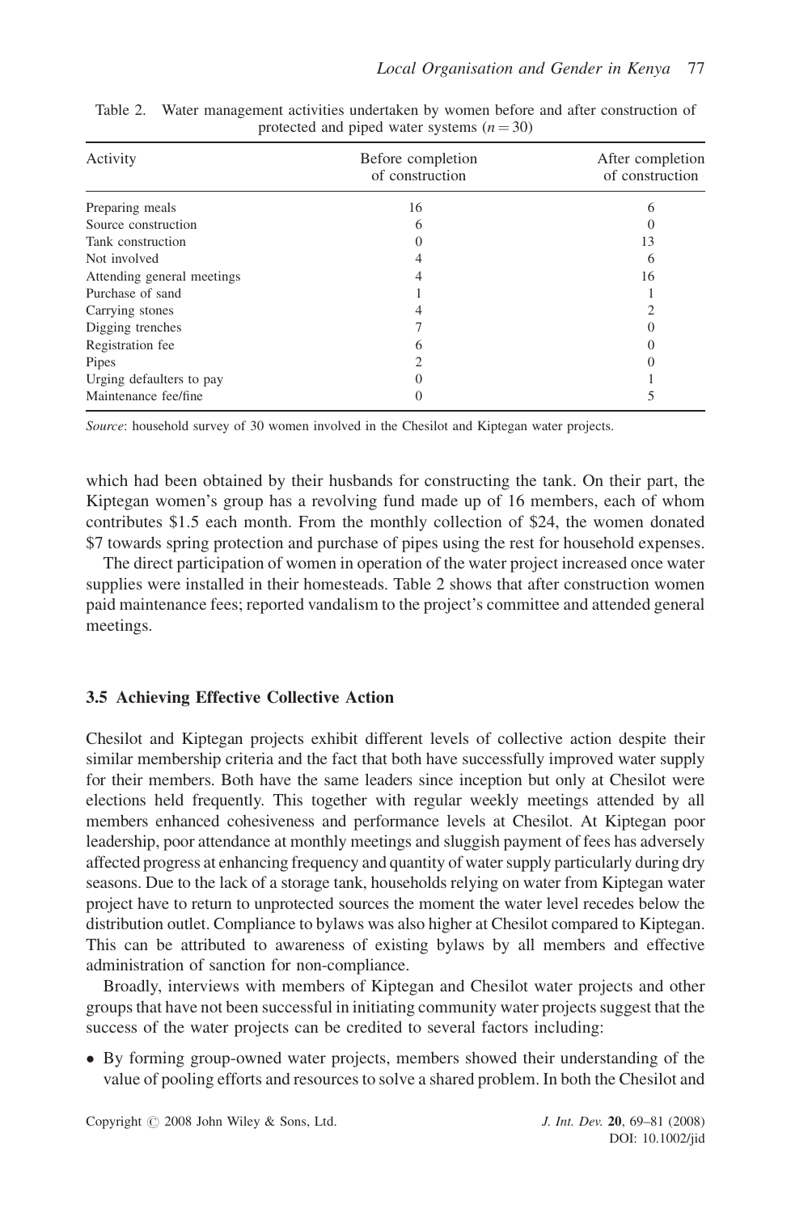Table 2. Water management activities undertaken by women before and after construction of protected and piped water systems ($n = 30$)

| Activity | Before completion of construction | After completion of construction |
|---|---|---|
| Preparing meals | 16 | 6 |
| Source construction | 6 | 0 |
| Tank construction | 0 | 13 |
| Not involved | 4 | 6 |
| Attending general meetings | 4 | 16 |
| Purchase of sand | 1 | 1 |
| Carrying stones | 4 | 2 |
| Digging trenches | 7 | 0 |
| Registration fee | 6 | 0 |
| Pipes | 2 | 0 |
| Urging defaulters to pay | 0 | 1 |
| Maintenance fee/fine | 0 | 5 |

*Source*: household survey of 30 women involved in the Chesilot and Kiptegan water projects.

which had been obtained by their husbands for constructing the tank. On their part, the Kiptegan women's group has a revolving fund made up of 16 members, each of whom contributes \$1.5 each month. From the monthly collection of \$24, the women donated \$7 towards spring protection and purchase of pipes using the rest for household expenses.

The direct participation of women in operation of the water project increased once water supplies were installed in their homesteads. Table 2 shows that after construction women paid maintenance fees; reported vandalism to the project's committee and attended general meetings.

### 3.5 Achieving Effective Collective Action

Chesilot and Kiptegan projects exhibit different levels of collective action despite their similar membership criteria and the fact that both have successfully improved water supply for their members. Both have the same leaders since inception but only at Chesilot were elections held frequently. This together with regular weekly meetings attended by all members enhanced cohesiveness and performance levels at Chesilot. At Kiptegan poor leadership, poor attendance at monthly meetings and sluggish payment of fees has adversely affected progress at enhancing frequency and quantity of water supply particularly during dry seasons. Due to the lack of a storage tank, households relying on water from Kiptegan water project have to return to unprotected sources the moment the water level recedes below the distribution outlet. Compliance to bylaws was also higher at Chesilot compared to Kiptegan. This can be attributed to awareness of existing bylaws by all members and effective administration of sanction for non-compliance.

Broadly, interviews with members of Kiptegan and Chesilot water projects and other groups that have not been successful in initiating community water projects suggest that the success of the water projects can be credited to several factors including:

- By forming group-owned water projects, members showed their understanding of the value of pooling efforts and resources to solve a shared problem. In both the Chesilot and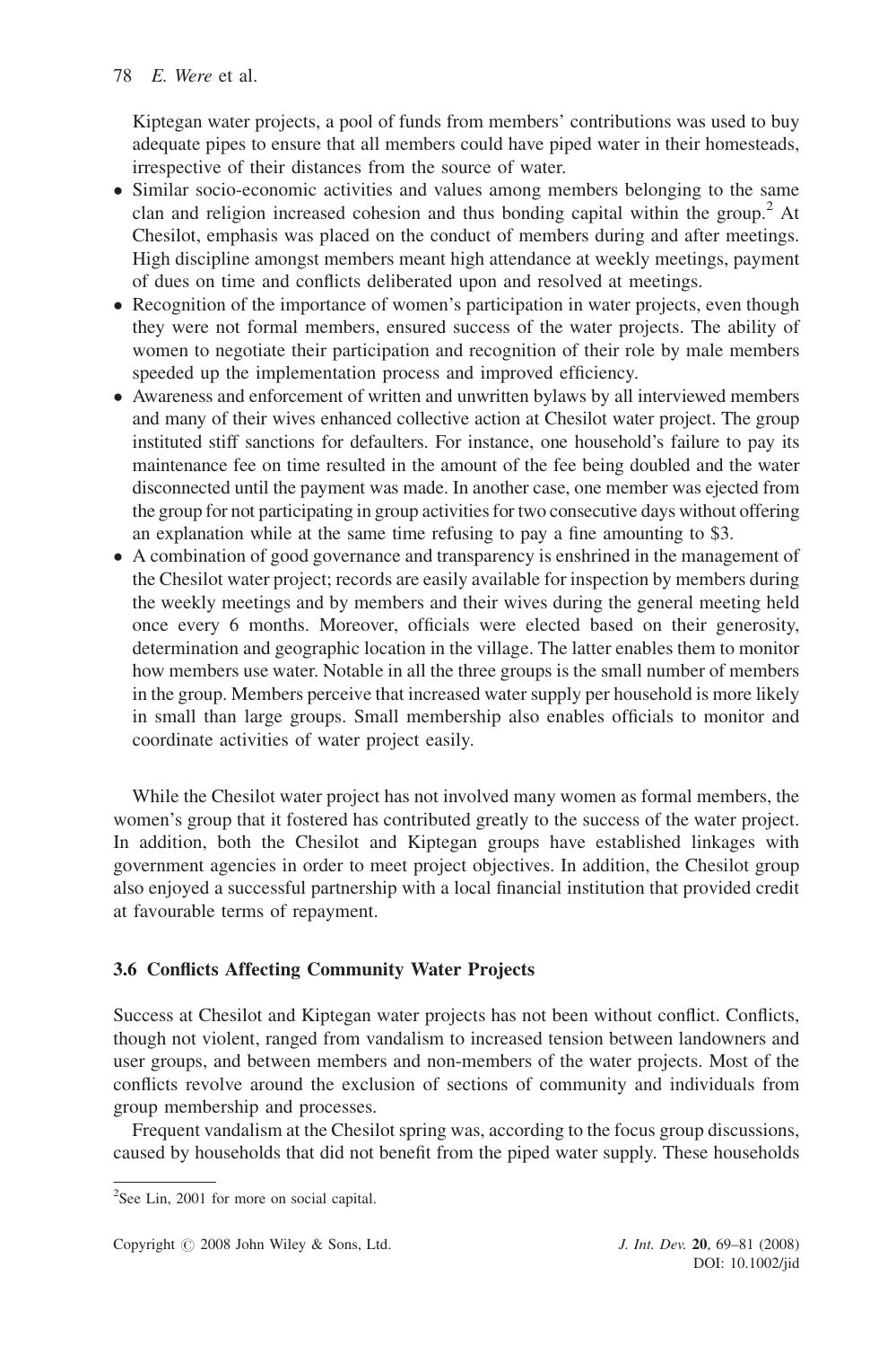Kiptegan water projects, a pool of funds from members' contributions was used to buy adequate pipes to ensure that all members could have piped water in their homesteads, irrespective of their distances from the source of water.

- Similar socio-economic activities and values among members belonging to the same clan and religion increased cohesion and thus bonding capital within the group.[2] At Chesilot, emphasis was placed on the conduct of members during and after meetings. High discipline amongst members meant high attendance at weekly meetings, payment of dues on time and conflicts deliberated upon and resolved at meetings.
- Recognition of the importance of women's participation in water projects, even though they were not formal members, ensured success of the water projects. The ability of women to negotiate their participation and recognition of their role by male members speeded up the implementation process and improved efficiency.
- Awareness and enforcement of written and unwritten bylaws by all interviewed members and many of their wives enhanced collective action at Chesilot water project. The group instituted stiff sanctions for defaulters. For instance, one household's failure to pay its maintenance fee on time resulted in the amount of the fee being doubled and the water disconnected until the payment was made. In another case, one member was ejected from the group for not participating in group activities for two consecutive days without offering an explanation while at the same time refusing to pay a fine amounting to $3.
- A combination of good governance and transparency is enshrined in the management of the Chesilot water project; records are easily available for inspection by members during the weekly meetings and by members and their wives during the general meeting held once every 6 months. Moreover, officials were elected based on their generosity, determination and geographic location in the village. The latter enables them to monitor how members use water. Notable in all the three groups is the small number of members in the group. Members perceive that increased water supply per household is more likely in small than large groups. Small membership also enables officials to monitor and coordinate activities of water project easily.

While the Chesilot water project has not involved many women as formal members, the women's group that it fostered has contributed greatly to the success of the water project. In addition, both the Chesilot and Kiptegan groups have established linkages with government agencies in order to meet project objectives. In addition, the Chesilot group also enjoyed a successful partnership with a local financial institution that provided credit at favourable terms of repayment.

### 3.6 Conflicts Affecting Community Water Projects

Success at Chesilot and Kiptegan water projects has not been without conflict. Conflicts, though not violent, ranged from vandalism to increased tension between landowners and user groups, and between members and non-members of the water projects. Most of the conflicts revolve around the exclusion of sections of community and individuals from group membership and processes.

Frequent vandalism at the Chesilot spring was, according to the focus group discussions, caused by households that did not benefit from the piped water supply. These households

[2] See Lin, 2001 for more on social capital.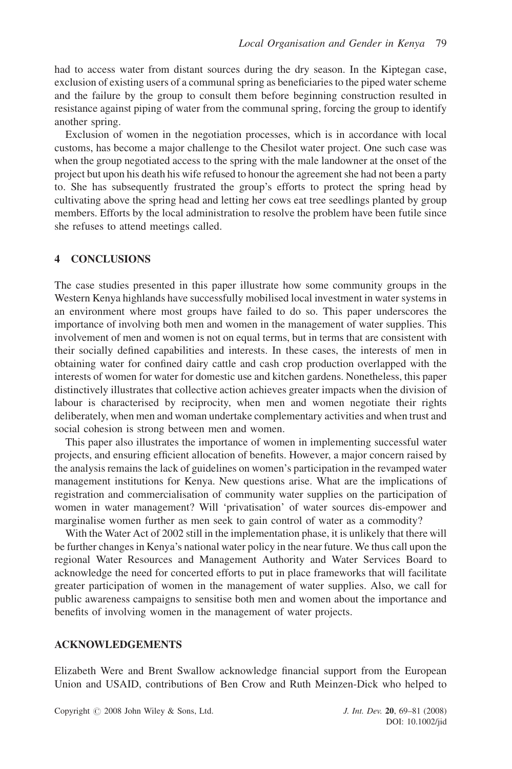had to access water from distant sources during the dry season. In the Kiptegan case, exclusion of existing users of a communal spring as beneficiaries to the piped water scheme and the failure by the group to consult them before beginning construction resulted in resistance against piping of water from the communal spring, forcing the group to identify another spring.

Exclusion of women in the negotiation processes, which is in accordance with local customs, has become a major challenge to the Chesilot water project. One such case was when the group negotiated access to the spring with the male landowner at the onset of the project but upon his death his wife refused to honour the agreement she had not been a party to. She has subsequently frustrated the group's efforts to protect the spring head by cultivating above the spring head and letting her cows eat tree seedlings planted by group members. Efforts by the local administration to resolve the problem have been futile since she refuses to attend meetings called.

## 4 CONCLUSIONS

The case studies presented in this paper illustrate how some community groups in the Western Kenya highlands have successfully mobilised local investment in water systems in an environment where most groups have failed to do so. This paper underscores the importance of involving both men and women in the management of water supplies. This involvement of men and women is not on equal terms, but in terms that are consistent with their socially defined capabilities and interests. In these cases, the interests of men in obtaining water for confined dairy cattle and cash crop production overlapped with the interests of women for water for domestic use and kitchen gardens. Nonetheless, this paper distinctively illustrates that collective action achieves greater impacts when the division of labour is characterised by reciprocity, when men and women negotiate their rights deliberately, when men and woman undertake complementary activities and when trust and social cohesion is strong between men and women.

This paper also illustrates the importance of women in implementing successful water projects, and ensuring efficient allocation of benefits. However, a major concern raised by the analysis remains the lack of guidelines on women's participation in the revamped water management institutions for Kenya. New questions arise. What are the implications of registration and commercialisation of community water supplies on the participation of women in water management? Will 'privatisation' of water sources dis-empower and marginalise women further as men seek to gain control of water as a commodity?

With the Water Act of 2002 still in the implementation phase, it is unlikely that there will be further changes in Kenya's national water policy in the near future. We thus call upon the regional Water Resources and Management Authority and Water Services Board to acknowledge the need for concerted efforts to put in place frameworks that will facilitate greater participation of women in the management of water supplies. Also, we call for public awareness campaigns to sensitise both men and women about the importance and benefits of involving women in the management of water projects.

## ACKNOWLEDGEMENTS

Elizabeth Were and Brent Swallow acknowledge financial support from the European Union and USAID, contributions of Ben Crow and Ruth Meinzen-Dick who helped to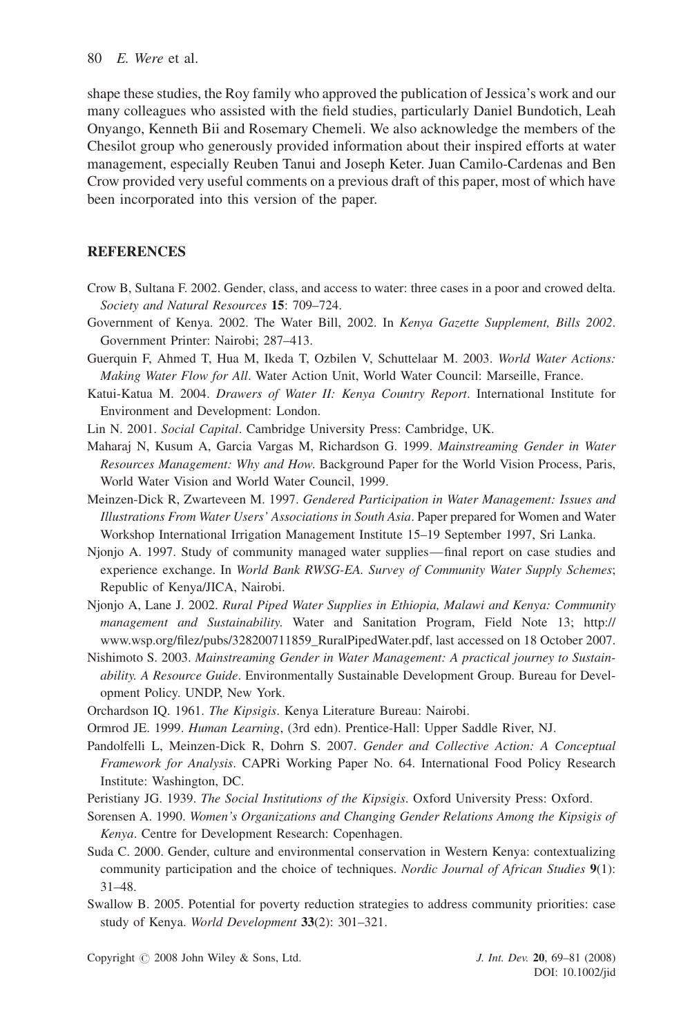shape these studies, the Roy family who approved the publication of Jessica's work and our many colleagues who assisted with the field studies, particularly Daniel Bundotich, Leah Onyango, Kenneth Bii and Rosemary Chemeli. We also acknowledge the members of the Chesilot group who generously provided information about their inspired efforts at water management, especially Reuben Tanui and Joseph Keter. Juan Camilo-Cardenas and Ben Crow provided very useful comments on a previous draft of this paper, most of which have been incorporated into this version of the paper.

## REFERENCES

Crow B, Sultana F. 2002. Gender, class, and access to water: three cases in a poor and crowed delta. *Society and Natural Resources* **15**: 709–724.

Government of Kenya. 2002. The Water Bill, 2002. In *Kenya Gazette Supplement, Bills 2002*. Government Printer: Nairobi; 287–413.

Guerquin F, Ahmed T, Hua M, Ikeda T, Ozbilen V, Schuttelaar M. 2003. *World Water Actions: Making Water Flow for All*. Water Action Unit, World Water Council: Marseille, France.

Katui-Katua M. 2004. *Drawers of Water II: Kenya Country Report*. International Institute for Environment and Development: London.

Lin N. 2001. *Social Capital*. Cambridge University Press: Cambridge, UK.

Maharaj N, Kusum A, Garcia Vargas M, Richardson G. 1999. *Mainstreaming Gender in Water Resources Management: Why and How*. Background Paper for the World Vision Process, Paris, World Water Vision and World Water Council, 1999.

Meinzen-Dick R, Zwarteveen M. 1997. *Gendered Participation in Water Management: Issues and Illustrations From Water Users' Associations in South Asia*. Paper prepared for Women and Water Workshop International Irrigation Management Institute 15–19 September 1997, Sri Lanka.

Njonjo A. 1997. Study of community managed water supplies—final report on case studies and experience exchange. In *World Bank RWSG-EA. Survey of Community Water Supply Schemes*; Republic of Kenya/JICA, Nairobi.

Njonjo A, Lane J. 2002. *Rural Piped Water Supplies in Ethiopia, Malawi and Kenya: Community management and Sustainability*. Water and Sanitation Program, Field Note 13; http://www.wsp.org/filez/pubs/328200711859_RuralPipedWater.pdf, last accessed on 18 October 2007.

Nishimoto S. 2003. *Mainstreaming Gender in Water Management: A practical journey to Sustainability. A Resource Guide*. Environmentally Sustainable Development Group. Bureau for Development Policy. UNDP, New York.

Orchardson IQ. 1961. *The Kipsigis*. Kenya Literature Bureau: Nairobi.

Ormrod JE. 1999. *Human Learning*, (3rd edn). Prentice-Hall: Upper Saddle River, NJ.

Pandolfelli L, Meinzen-Dick R, Dohrn S. 2007. *Gender and Collective Action: A Conceptual Framework for Analysis*. CAPRi Working Paper No. 64. International Food Policy Research Institute: Washington, DC.

Peristiany JG. 1939. *The Social Institutions of the Kipsigis*. Oxford University Press: Oxford.

Sorensen A. 1990. *Women's Organizations and Changing Gender Relations Among the Kipsigis of Kenya*. Centre for Development Research: Copenhagen.

Suda C. 2000. Gender, culture and environmental conservation in Western Kenya: contextualizing community participation and the choice of techniques. *Nordic Journal of African Studies* **9**(1): 31–48.

Swallow B. 2005. Potential for poverty reduction strategies to address community priorities: case study of Kenya. *World Development* **33**(2): 301–321.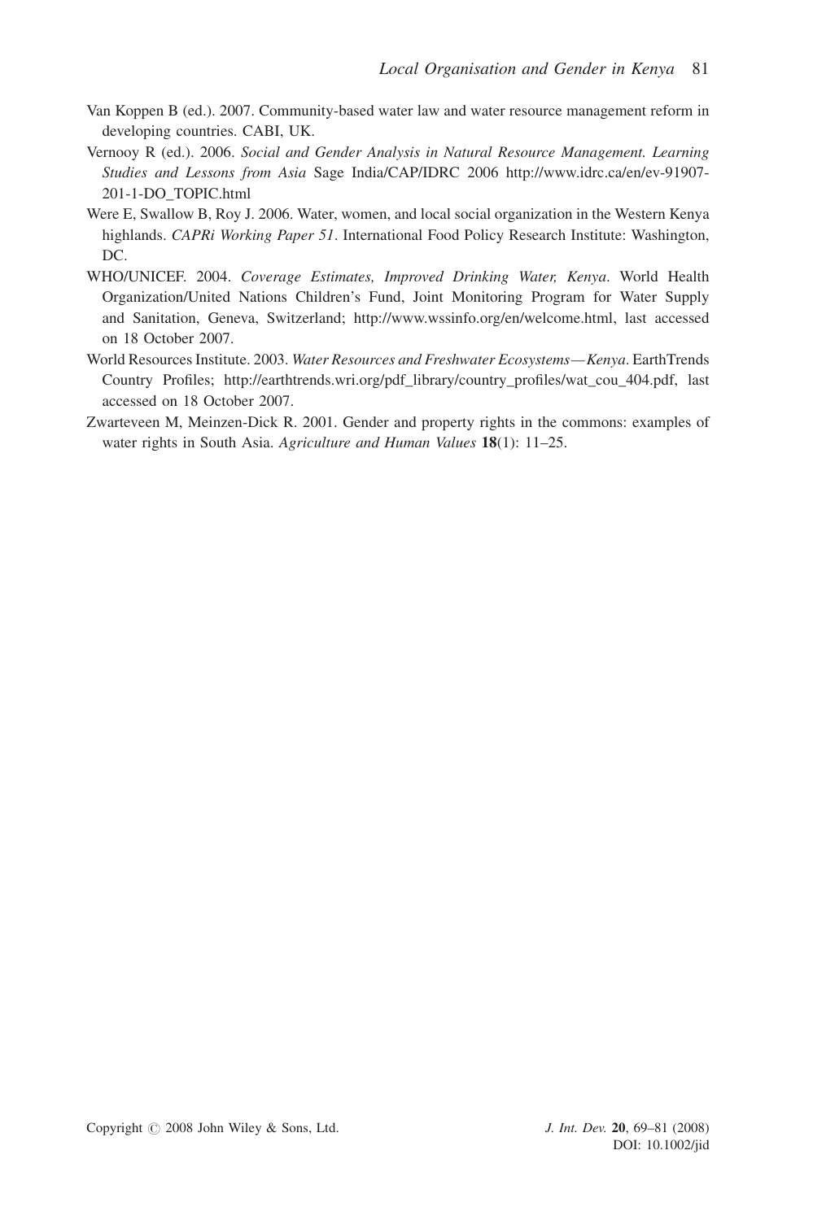Van Koppen B (ed.). 2007. Community-based water law and water resource management reform in developing countries. CABI, UK.

Vernooy R (ed.). 2006. *Social and Gender Analysis in Natural Resource Management. Learning Studies and Lessons from Asia* Sage India/CAP/IDRC 2006 http://www.idrc.ca/en/ev-91907-201-1-DO_TOPIC.html

Were E, Swallow B, Roy J. 2006. Water, women, and local social organization in the Western Kenya highlands. *CAPRi Working Paper 51*. International Food Policy Research Institute: Washington, DC.

WHO/UNICEF. 2004. *Coverage Estimates, Improved Drinking Water, Kenya*. World Health Organization/United Nations Children's Fund, Joint Monitoring Program for Water Supply and Sanitation, Geneva, Switzerland; http://www.wssinfo.org/en/welcome.html, last accessed on 18 October 2007.

World Resources Institute. 2003. *Water Resources and Freshwater Ecosystems—Kenya*. EarthTrends Country Profiles; http://earthtrends.wri.org/pdf_library/country_profiles/wat_cou_404.pdf, last accessed on 18 October 2007.

Zwarteveen M, Meinzen-Dick R. 2001. Gender and property rights in the commons: examples of water rights in South Asia. *Agriculture and Human Values* **18**(1): 11–25.